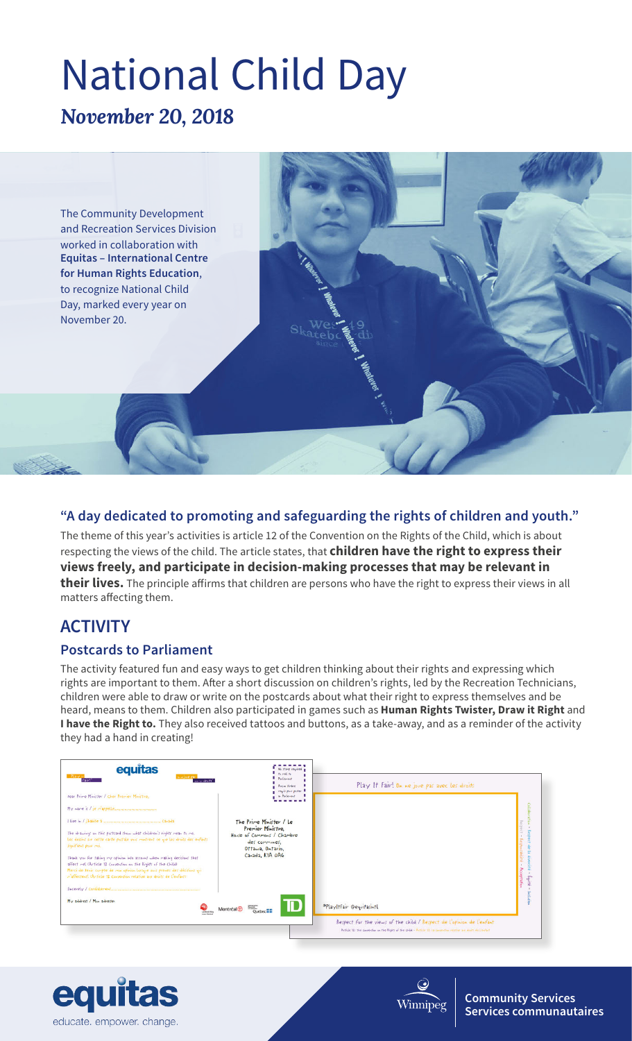# National Child Day

## *November 20, 2018*

The Community Development and Recreation Services Division worked in collaboration with **Equitas – International Centre for Human Rights Education**, to recognize National Child Day, marked every year on November 20.

### "A day dedicated to promoting and safeguarding the rights of children and youth."

The theme of this year's activities is article 12 of the Convention on the Rights of the Child, which is about respecting the views of the child. The article states, that **children have the right to express their views freely, and participate in decision-making processes that may be relevant in their lives.** The principle affirms that children are persons who have the right to express their views in all matters affecting them.

## ACTIVITY

### Postcards to Parliament

The activity featured fun and easy ways to get children thinking about their rights and expressing which rights are important to them. After a short discussion on children's rights, led by the Recreation Technicians, children were able to draw or write on the postcards about what their right to express themselves and be heard, means to them. Children also participated in games such as **Human Rights Twister, Draw it Right** and **I have the Right to.** They also received tattoos and buttons, as a take-away, and as a reminder of the activity they had a hand in creating!

equitas
educate. empower. change.

Winnipeg | Community Services
Services communautaires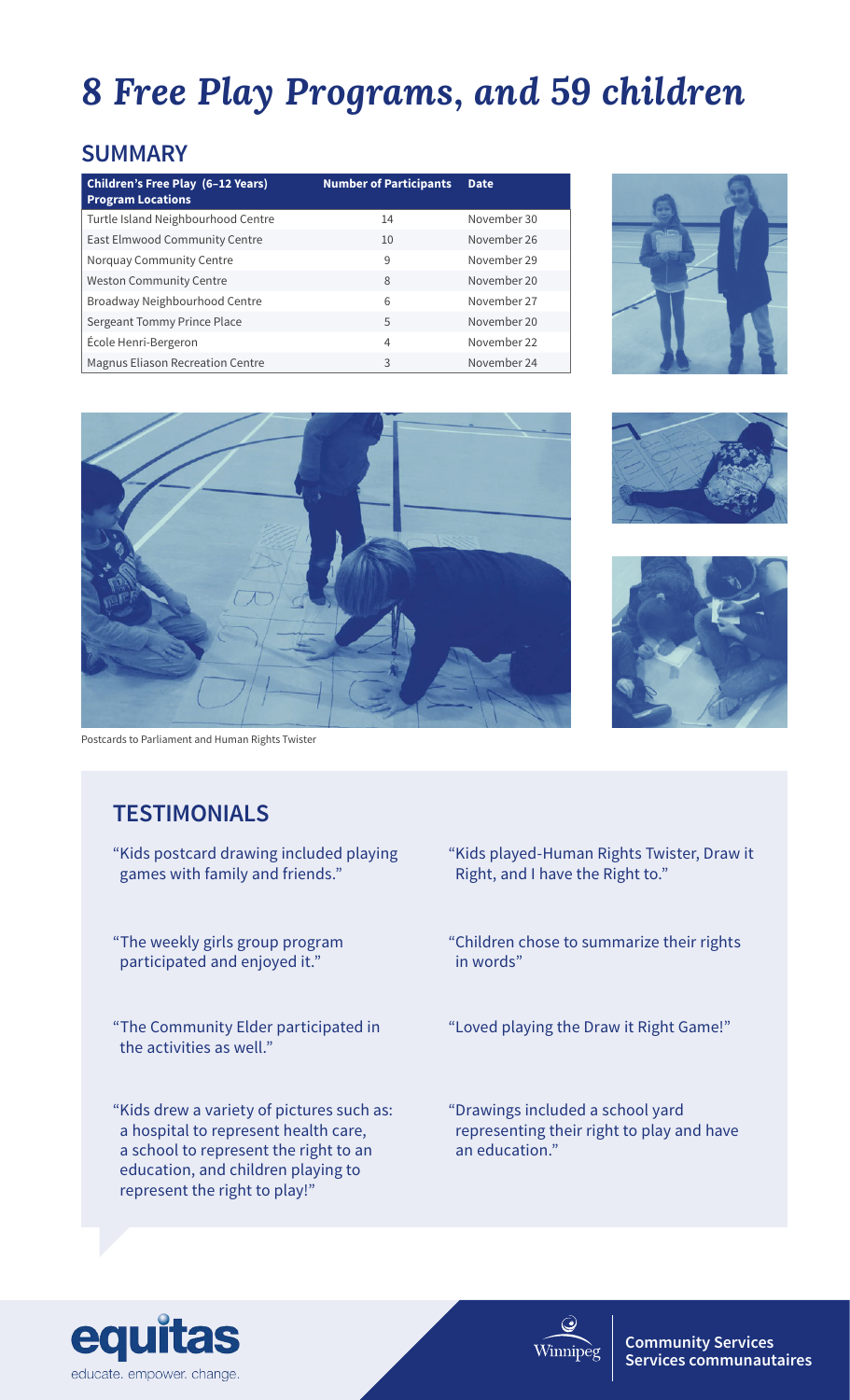# *8 Free Play Programs, and 59 children*

## SUMMARY

| Children's Free Play (6–12 Years) Program Locations | Number of Participants | Date |
|---|---|---|
| Turtle Island Neighbourhood Centre | 14 | November 30 |
| East Elmwood Community Centre | 10 | November 26 |
| Norquay Community Centre | 9 | November 29 |
| Weston Community Centre | 8 | November 20 |
| Broadway Neighbourhood Centre | 6 | November 27 |
| Sergeant Tommy Prince Place | 5 | November 20 |
| École Henri-Bergeron | 4 | November 22 |
| Magnus Eliason Recreation Centre | 3 | November 24 |

Postcards to Parliament and Human Rights Twister

## TESTIMONIALS

"Kids postcard drawing included playing games with family and friends."

"The weekly girls group program participated and enjoyed it."

"The Community Elder participated in the activities as well."

"Kids drew a variety of pictures such as: a hospital to represent health care, a school to represent the right to an education, and children playing to represent the right to play!"

"Kids played-Human Rights Twister, Draw it Right, and I have the Right to."

"Children chose to summarize their rights in words"

"Loved playing the Draw it Right Game!"

"Drawings included a school yard representing their right to play and have an education."

equitas
educate. empower. change.

Winnipeg

**Community Services**
**Services communautaires**